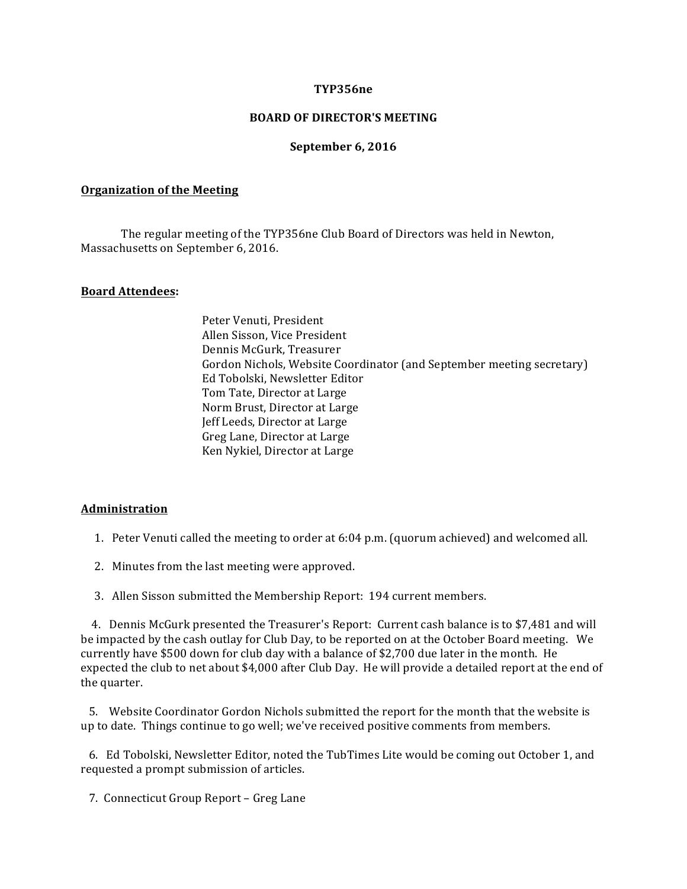**TYP356ne**

**BOARD OF DIRECTOR'S MEETING**

**September 6, 2016**

**Organization of the Meeting**

The regular meeting of the TYP356ne Club Board of Directors was held in Newton, Massachusetts on September 6, 2016.

**Board Attendees:**

Peter Venuti, President
Allen Sisson, Vice President
Dennis McGurk, Treasurer
Gordon Nichols, Website Coordinator (and September meeting secretary)
Ed Tobolski, Newsletter Editor
Tom Tate, Director at Large
Norm Brust, Director at Large
Jeff Leeds, Director at Large
Greg Lane, Director at Large
Ken Nykiel, Director at Large

**Administration**

1. Peter Venuti called the meeting to order at 6:04 p.m. (quorum achieved) and welcomed all.

2. Minutes from the last meeting were approved.

3. Allen Sisson submitted the Membership Report: 194 current members.

4. Dennis McGurk presented the Treasurer's Report: Current cash balance is to $7,481 and will be impacted by the cash outlay for Club Day, to be reported on at the October Board meeting. We currently have $500 down for club day with a balance of $2,700 due later in the month. He expected the club to net about $4,000 after Club Day. He will provide a detailed report at the end of the quarter.

5. Website Coordinator Gordon Nichols submitted the report for the month that the website is up to date. Things continue to go well; we've received positive comments from members.

6. Ed Tobolski, Newsletter Editor, noted the TubTimes Lite would be coming out October 1, and requested a prompt submission of articles.

7. Connecticut Group Report – Greg Lane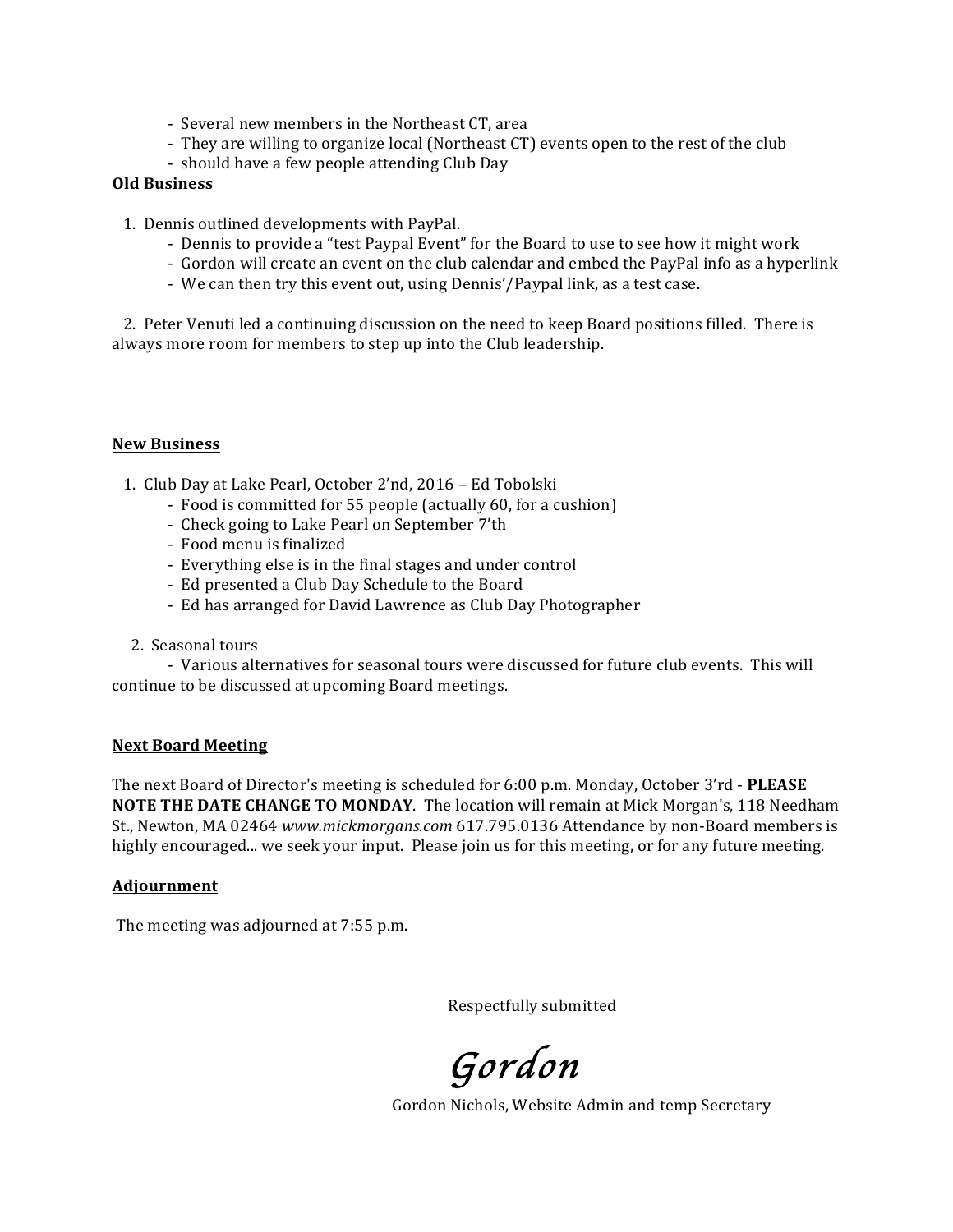- Several new members in the Northeast CT, area
- They are willing to organize local (Northeast CT) events open to the rest of the club
- should have a few people attending Club Day

**Old Business**

1. Dennis outlined developments with PayPal.
   - Dennis to provide a "test Paypal Event" for the Board to use to see how it might work
   - Gordon will create an event on the club calendar and embed the PayPal info as a hyperlink
   - We can then try this event out, using Dennis'/Paypal link, as a test case.

2. Peter Venuti led a continuing discussion on the need to keep Board positions filled. There is always more room for members to step up into the Club leadership.

**New Business**

1. Club Day at Lake Pearl, October 2'nd, 2016 – Ed Tobolski
   - Food is committed for 55 people (actually 60, for a cushion)
   - Check going to Lake Pearl on September 7'th
   - Food menu is finalized
   - Everything else is in the final stages and under control
   - Ed presented a Club Day Schedule to the Board
   - Ed has arranged for David Lawrence as Club Day Photographer

2. Seasonal tours
   - Various alternatives for seasonal tours were discussed for future club events. This will continue to be discussed at upcoming Board meetings.

**Next Board Meeting**

The next Board of Director's meeting is scheduled for 6:00 p.m. Monday, October 3'rd - **PLEASE NOTE THE DATE CHANGE TO MONDAY**. The location will remain at Mick Morgan's, 118 Needham St., Newton, MA 02464 *www.mickmorgans.com* 617.795.0136 Attendance by non-Board members is highly encouraged... we seek your input. Please join us for this meeting, or for any future meeting.

**Adjournment**

The meeting was adjourned at 7:55 p.m.

Respectfully submitted

*Gordon*

Gordon Nichols, Website Admin and temp Secretary